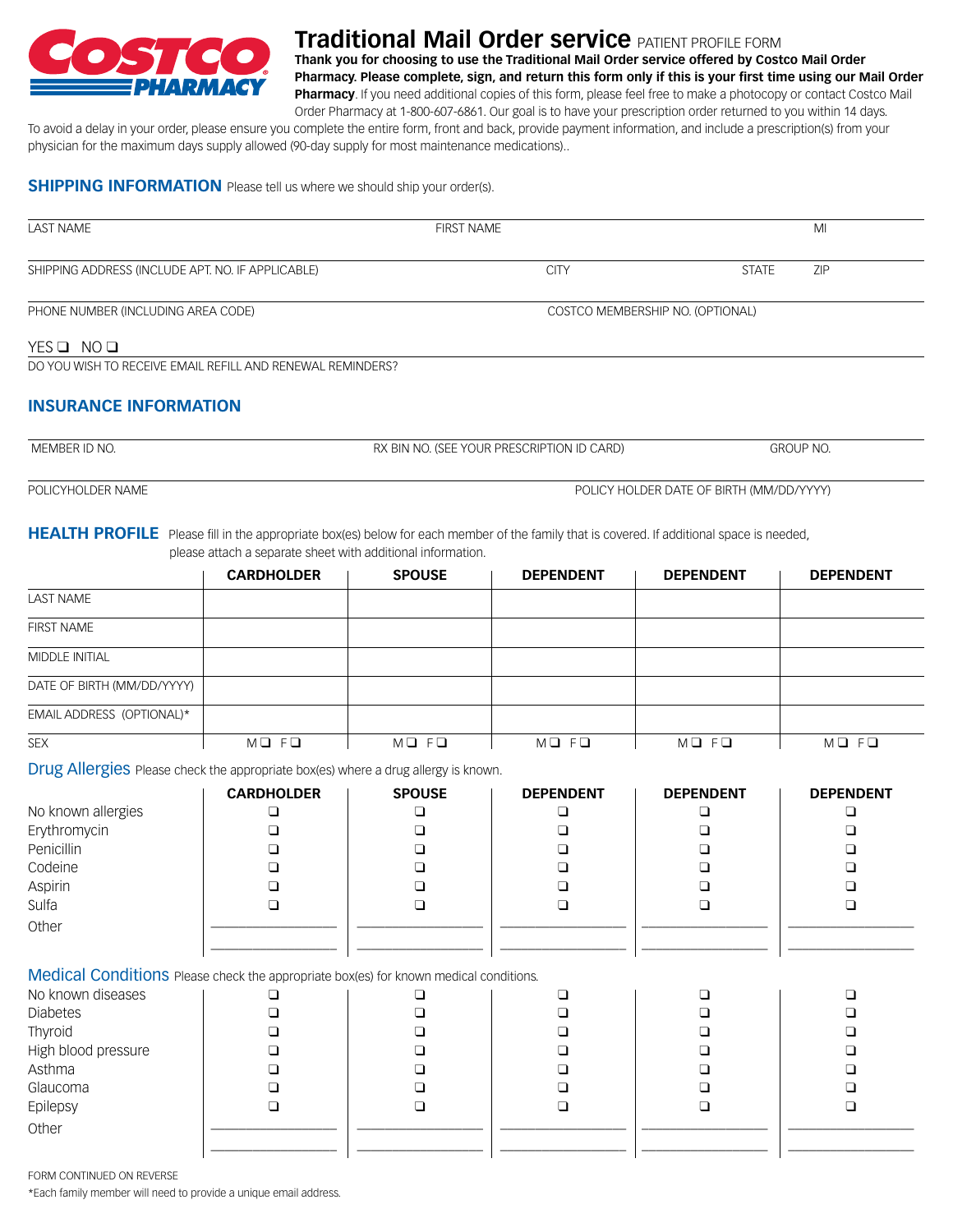COSTCO PHARMACY

# Traditional Mail Order service PATIENT PROFILE FORM

**Thank you for choosing to use the Traditional Mail Order service offered by Costco Mail Order Pharmacy. Please complete, sign, and return this form only if this is your first time using our Mail Order Pharmacy**. If you need additional copies of this form, please feel free to make a photocopy or contact Costco Mail Order Pharmacy at 1-800-607-6861. Our goal is to have your prescription order returned to you within 14 days.

To avoid a delay in your order, please ensure you complete the entire form, front and back, provide payment information, and include a prescription(s) from your physician for the maximum days supply allowed (90-day supply for most maintenance medications)..

## SHIPPING INFORMATION

Please tell us where we should ship your order(s).

LAST NAME ____________ FIRST NAME ____________ MI ____

SHIPPING ADDRESS (INCLUDE APT. NO. IF APPLICABLE) ____________ CITY ____________ STATE ____ ZIP ____

PHONE NUMBER (INCLUDING AREA CODE) ____________ COSTCO MEMBERSHIP NO. (OPTIONAL) ____________

YES ❑ NO ❑
DO YOU WISH TO RECEIVE EMAIL REFILL AND RENEWAL REMINDERS?

## INSURANCE INFORMATION

MEMBER ID NO. ____________ RX BIN NO. (SEE YOUR PRESCRIPTION ID CARD) ____________ GROUP NO. ____________

POLICYHOLDER NAME ____________ POLICY HOLDER DATE OF BIRTH (MM/DD/YYYY) ____________

## HEALTH PROFILE

Please fill in the appropriate box(es) below for each member of the family that is covered. If additional space is needed, please attach a separate sheet with additional information.

| | CARDHOLDER | SPOUSE | DEPENDENT | DEPENDENT | DEPENDENT |
|---|---|---|---|---|---|
| LAST NAME | | | | | |
| FIRST NAME | | | | | |
| MIDDLE INITIAL | | | | | |
| DATE OF BIRTH (MM/DD/YYYY) | | | | | |
| EMAIL ADDRESS (OPTIONAL)* | | | | | |
| SEX | M❑ F❑ | M❑ F❑ | M❑ F❑ | M❑ F❑ | M❑ F❑ |

### Drug Allergies

Please check the appropriate box(es) where a drug allergy is known.

| | CARDHOLDER | SPOUSE | DEPENDENT | DEPENDENT | DEPENDENT |
|---|---|---|---|---|---|
| No known allergies | ❑ | ❑ | ❑ | ❑ | ❑ |
| Erythromycin | ❑ | ❑ | ❑ | ❑ | ❑ |
| Penicillin | ❑ | ❑ | ❑ | ❑ | ❑ |
| Codeine | ❑ | ❑ | ❑ | ❑ | ❑ |
| Aspirin | ❑ | ❑ | ❑ | ❑ | ❑ |
| Sulfa | ❑ | ❑ | ❑ | ❑ | ❑ |
| Other | ____________ | ____________ | ____________ | ____________ | ____________ |

### Medical Conditions

Please check the appropriate box(es) for known medical conditions.

| | CARDHOLDER | SPOUSE | DEPENDENT | DEPENDENT | DEPENDENT |
|---|---|---|---|---|---|
| No known diseases | ❑ | ❑ | ❑ | ❑ | ❑ |
| Diabetes | ❑ | ❑ | ❑ | ❑ | ❑ |
| Thyroid | ❑ | ❑ | ❑ | ❑ | ❑ |
| High blood pressure | ❑ | ❑ | ❑ | ❑ | ❑ |
| Asthma | ❑ | ❑ | ❑ | ❑ | ❑ |
| Glaucoma | ❑ | ❑ | ❑ | ❑ | ❑ |
| Epilepsy | ❑ | ❑ | ❑ | ❑ | ❑ |
| Other | ____________ | ____________ | ____________ | ____________ | ____________ |

FORM CONTINUED ON REVERSE

*Each family member will need to provide a unique email address.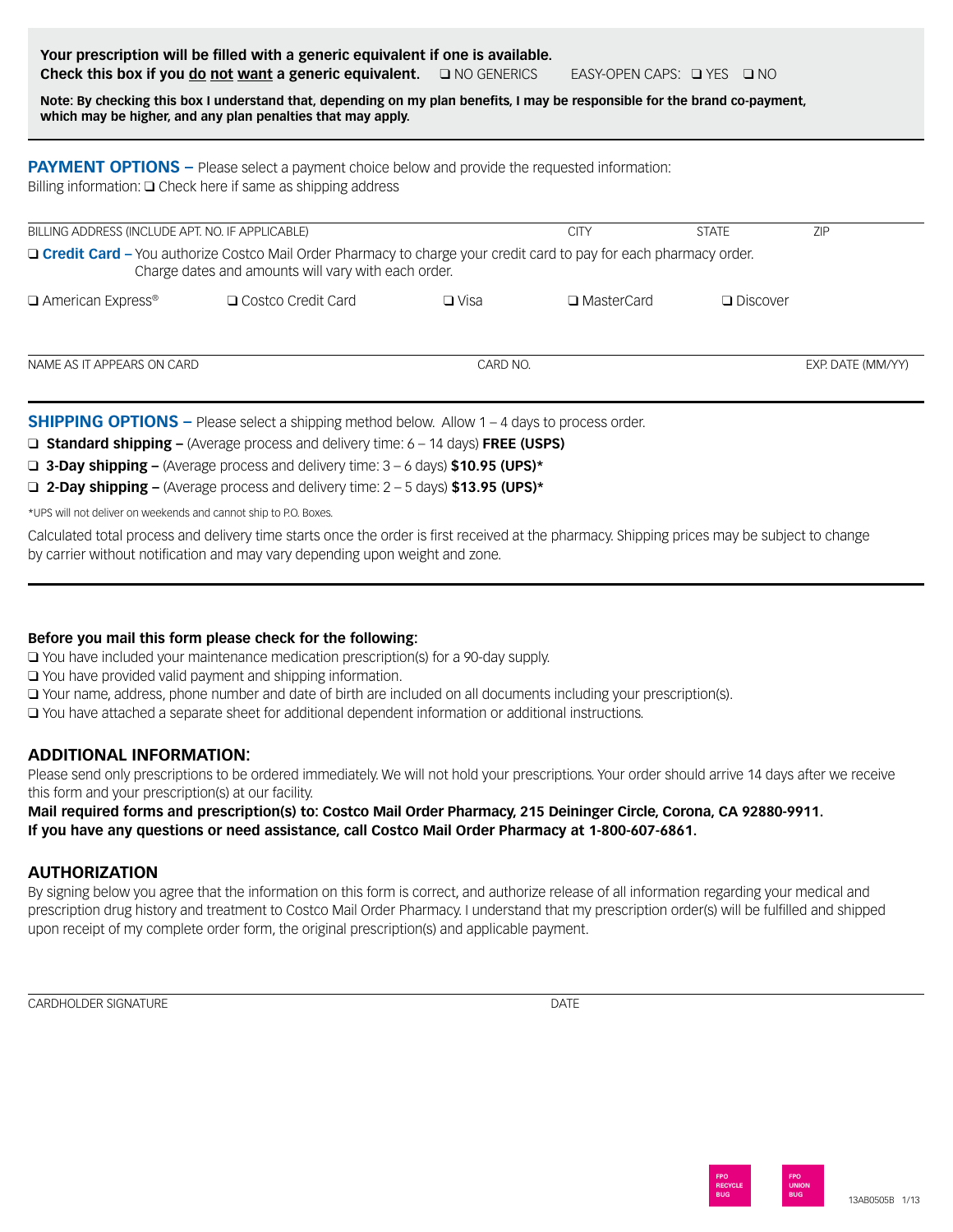**Your prescription will be filled with a generic equivalent if one is available.**
**Check this box if you do not want a generic equivalent.** ❑ NO GENERICS EASY-OPEN CAPS: ❑ YES ❑ NO

**Note: By checking this box I understand that, depending on my plan benefits, I may be responsible for the brand co-payment, which may be higher, and any plan penalties that may apply.**

**PAYMENT OPTIONS –** Please select a payment choice below and provide the requested information:
Billing information: ❑ Check here if same as shipping address

| BILLING ADDRESS (INCLUDE APT. NO. IF APPLICABLE) | CITY | STATE | ZIP |
|---|---|---|---|

❑ **Credit Card –** You authorize Costco Mail Order Pharmacy to charge your credit card to pay for each pharmacy order. Charge dates and amounts will vary with each order.

❑ American Express® ❑ Costco Credit Card ❑ Visa ❑ MasterCard ❑ Discover

| NAME AS IT APPEARS ON CARD | CARD NO. | EXP. DATE (MM/YY) |
|---|---|---|

**SHIPPING OPTIONS –** Please select a shipping method below. Allow 1 – 4 days to process order.

❑ **Standard shipping –** (Average process and delivery time: 6 – 14 days) **FREE (USPS)**
❑ **3-Day shipping –** (Average process and delivery time: 3 – 6 days) **$10.95 (UPS)***
❑ **2-Day shipping –** (Average process and delivery time: 2 – 5 days) **$13.95 (UPS)***

*UPS will not deliver on weekends and cannot ship to P.O. Boxes.

Calculated total process and delivery time starts once the order is first received at the pharmacy. Shipping prices may be subject to change by carrier without notification and may vary depending upon weight and zone.

**Before you mail this form please check for the following:**

❑ You have included your maintenance medication prescription(s) for a 90-day supply.
❑ You have provided valid payment and shipping information.
❑ Your name, address, phone number and date of birth are included on all documents including your prescription(s).
❑ You have attached a separate sheet for additional dependent information or additional instructions.

## ADDITIONAL INFORMATION:

Please send only prescriptions to be ordered immediately. We will not hold your prescriptions. Your order should arrive 14 days after we receive this form and your prescription(s) at our facility.

**Mail required forms and prescription(s) to: Costco Mail Order Pharmacy, 215 Deininger Circle, Corona, CA 92880-9911.**
**If you have any questions or need assistance, call Costco Mail Order Pharmacy at 1-800-607-6861.**

## AUTHORIZATION

By signing below you agree that the information on this form is correct, and authorize release of all information regarding your medical and prescription drug history and treatment to Costco Mail Order Pharmacy. I understand that my prescription order(s) will be fulfilled and shipped upon receipt of my complete order form, the original prescription(s) and applicable payment.

| CARDHOLDER SIGNATURE | DATE |
|---|---|

FPO RECYCLE BUG FPO UNION BUG 13AB0505B 1/13